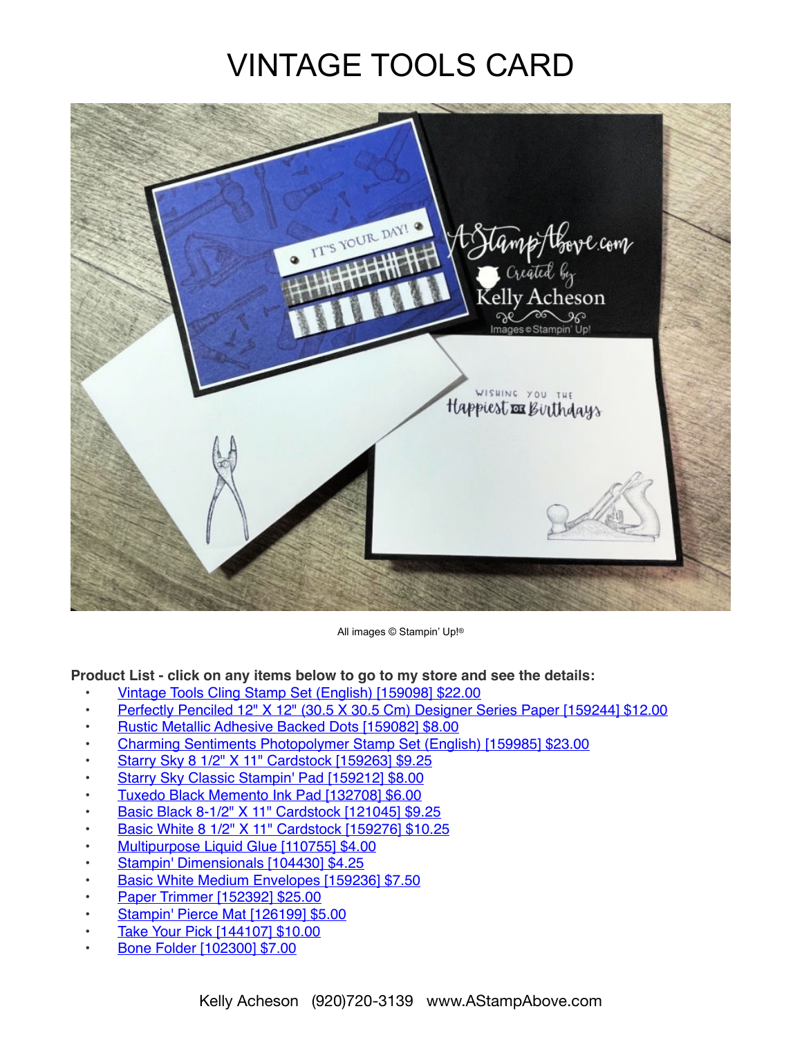# VINTAGE TOOLS CARD

All images © Stampin' Up!®

**Product List - click on any items below to go to my store and see the details:**

- Vintage Tools Cling Stamp Set (English) [159098] $22.00
- Perfectly Penciled 12" X 12" (30.5 X 30.5 Cm) Designer Series Paper [159244] $12.00
- Rustic Metallic Adhesive Backed Dots [159082] $8.00
- Charming Sentiments Photopolymer Stamp Set (English) [159985] $23.00
- Starry Sky 8 1/2" X 11" Cardstock [159263] $9.25
- Starry Sky Classic Stampin' Pad [159212] $8.00
- Tuxedo Black Memento Ink Pad [132708] $6.00
- Basic Black 8-1/2" X 11" Cardstock [121045] $9.25
- Basic White 8 1/2" X 11" Cardstock [159276] $10.25
- Multipurpose Liquid Glue [110755] $4.00
- Stampin' Dimensionals [104430] $4.25
- Basic White Medium Envelopes [159236] $7.50
- Paper Trimmer [152392] $25.00
- Stampin' Pierce Mat [126199] $5.00
- Take Your Pick [144107] $10.00
- Bone Folder [102300] $7.00

Kelly Acheson (920)720-3139 www.AStampAbove.com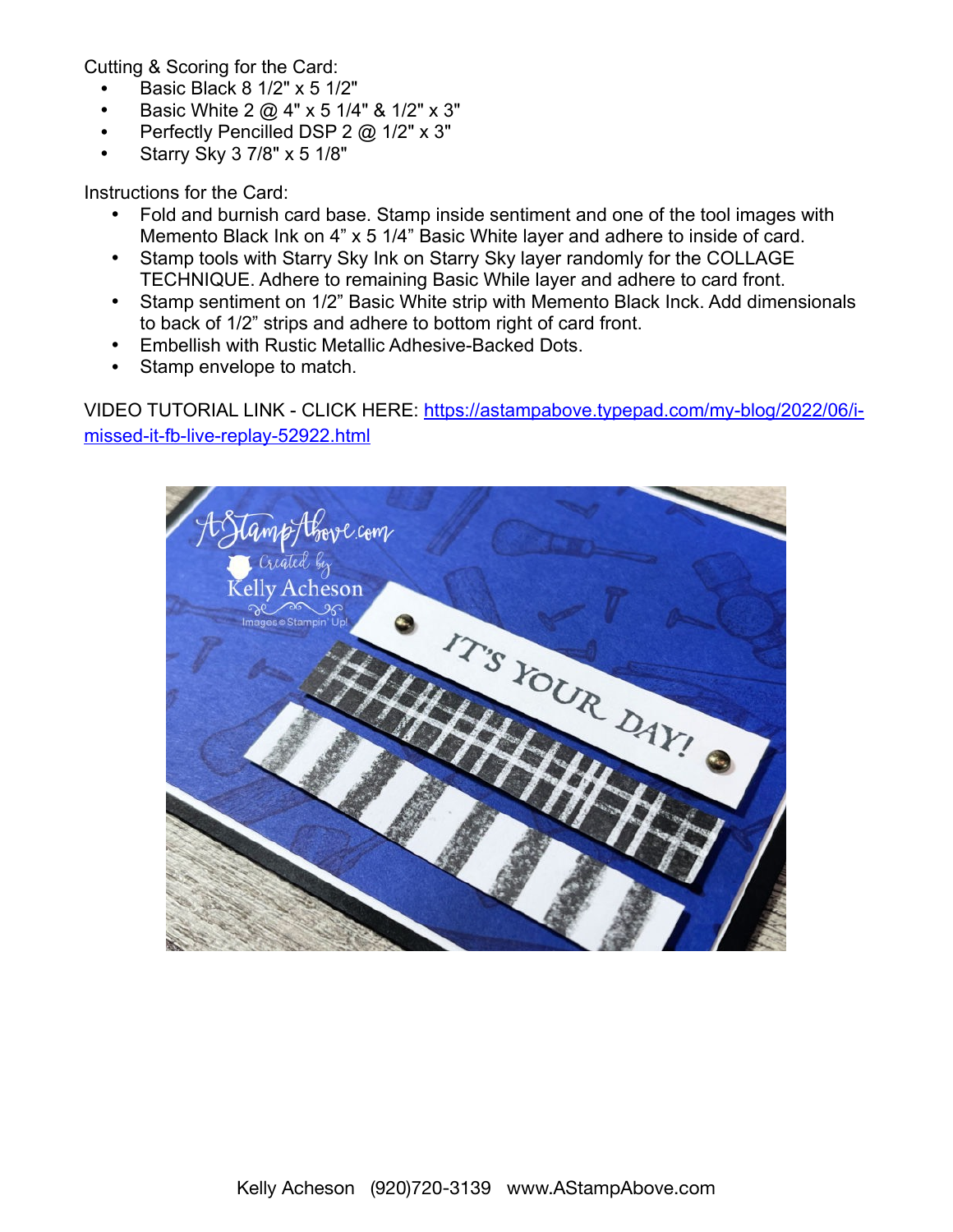Cutting & Scoring for the Card:

- Basic Black 8 1/2" x 5 1/2"
- Basic White 2 @ 4" x 5 1/4" & 1/2" x 3"
- Perfectly Pencilled DSP 2 @ 1/2" x 3"
- Starry Sky 3 7/8" x 5 1/8"

Instructions for the Card:

- Fold and burnish card base. Stamp inside sentiment and one of the tool images with Memento Black Ink on 4" x 5 1/4" Basic White layer and adhere to inside of card.
- Stamp tools with Starry Sky Ink on Starry Sky layer randomly for the COLLAGE TECHNIQUE. Adhere to remaining Basic While layer and adhere to card front.
- Stamp sentiment on 1/2" Basic White strip with Memento Black Inck. Add dimensionals to back of 1/2" strips and adhere to bottom right of card front.
- Embellish with Rustic Metallic Adhesive-Backed Dots.
- Stamp envelope to match.

VIDEO TUTORIAL LINK - CLICK HERE: [https://astampabove.typepad.com/my-blog/2022/06/i-missed-it-fb-live-replay-52922.html](https://astampabove.typepad.com/my-blog/2022/06/i-missed-it-fb-live-replay-52922.html)

Kelly Acheson (920)720-3139 www.AStampAbove.com